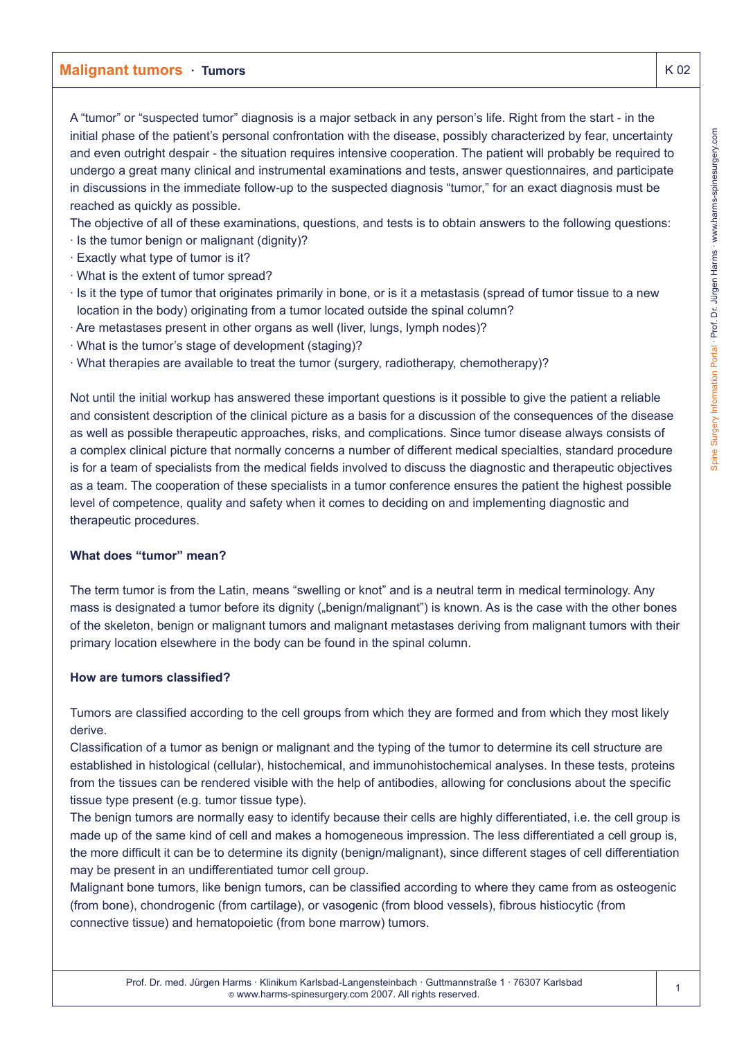# Malignant tumors · Tumors

A "tumor" or "suspected tumor" diagnosis is a major setback in any person's life. Right from the start - in the initial phase of the patient's personal confrontation with the disease, possibly characterized by fear, uncertainty and even outright despair - the situation requires intensive cooperation. The patient will probably be required to undergo a great many clinical and instrumental examinations and tests, answer questionnaires, and participate in discussions in the immediate follow-up to the suspected diagnosis "tumor," for an exact diagnosis must be reached as quickly as possible.

The objective of all of these examinations, questions, and tests is to obtain answers to the following questions:

- Is the tumor benign or malignant (dignity)?
- Exactly what type of tumor is it?
- What is the extent of tumor spread?
- Is it the type of tumor that originates primarily in bone, or is it a metastasis (spread of tumor tissue to a new location in the body) originating from a tumor located outside the spinal column?
- Are metastases present in other organs as well (liver, lungs, lymph nodes)?
- What is the tumor's stage of development (staging)?
- What therapies are available to treat the tumor (surgery, radiotherapy, chemotherapy)?

Not until the initial workup has answered these important questions is it possible to give the patient a reliable and consistent description of the clinical picture as a basis for a discussion of the consequences of the disease as well as possible therapeutic approaches, risks, and complications. Since tumor disease always consists of a complex clinical picture that normally concerns a number of different medical specialties, standard procedure is for a team of specialists from the medical fields involved to discuss the diagnostic and therapeutic objectives as a team. The cooperation of these specialists in a tumor conference ensures the patient the highest possible level of competence, quality and safety when it comes to deciding on and implementing diagnostic and therapeutic procedures.

**What does "tumor" mean?**

The term tumor is from the Latin, means "swelling or knot" and is a neutral term in medical terminology. Any mass is designated a tumor before its dignity („benign/malignant") is known. As is the case with the other bones of the skeleton, benign or malignant tumors and malignant metastases deriving from malignant tumors with their primary location elsewhere in the body can be found in the spinal column.

**How are tumors classified?**

Tumors are classified according to the cell groups from which they are formed and from which they most likely derive.

Classification of a tumor as benign or malignant and the typing of the tumor to determine its cell structure are established in histological (cellular), histochemical, and immunohistochemical analyses. In these tests, proteins from the tissues can be rendered visible with the help of antibodies, allowing for conclusions about the specific tissue type present (e.g. tumor tissue type).

The benign tumors are normally easy to identify because their cells are highly differentiated, i.e. the cell group is made up of the same kind of cell and makes a homogeneous impression. The less differentiated a cell group is, the more difficult it can be to determine its dignity (benign/malignant), since different stages of cell differentiation may be present in an undifferentiated tumor cell group.

Malignant bone tumors, like benign tumors, can be classified according to where they came from as osteogenic (from bone), chondrogenic (from cartilage), or vasogenic (from blood vessels), fibrous histiocytic (from connective tissue) and hematopoietic (from bone marrow) tumors.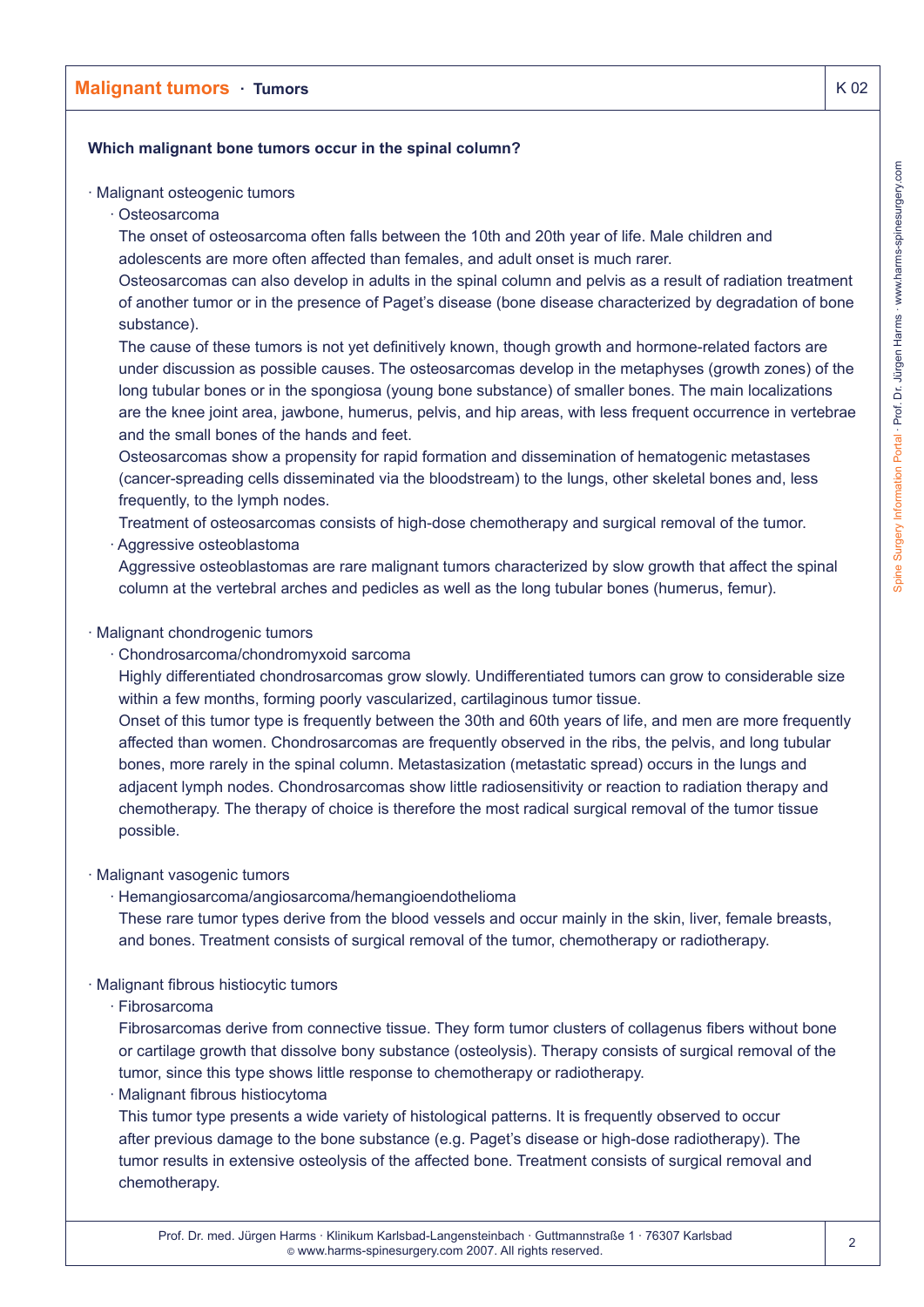**Which malignant bone tumors occur in the spinal column?**

- Malignant osteogenic tumors
  - Osteosarcoma

    The onset of osteosarcoma often falls between the 10th and 20th year of life. Male children and adolescents are more often affected than females, and adult onset is much rarer.

    Osteosarcomas can also develop in adults in the spinal column and pelvis as a result of radiation treatment of another tumor or in the presence of Paget's disease (bone disease characterized by degradation of bone substance).

    The cause of these tumors is not yet definitively known, though growth and hormone-related factors are under discussion as possible causes. The osteosarcomas develop in the metaphyses (growth zones) of the long tubular bones or in the spongiosa (young bone substance) of smaller bones. The main localizations are the knee joint area, jawbone, humerus, pelvis, and hip areas, with less frequent occurrence in vertebrae and the small bones of the hands and feet.

    Osteosarcomas show a propensity for rapid formation and dissemination of hematogenic metastases (cancer-spreading cells disseminated via the bloodstream) to the lungs, other skeletal bones and, less frequently, to the lymph nodes.

    Treatment of osteosarcomas consists of high-dose chemotherapy and surgical removal of the tumor.
  - Aggressive osteoblastoma

    Aggressive osteoblastomas are rare malignant tumors characterized by slow growth that affect the spinal column at the vertebral arches and pedicles as well as the long tubular bones (humerus, femur).

- Malignant chondrogenic tumors
  - Chondrosarcoma/chondromyxoid sarcoma

    Highly differentiated chondrosarcomas grow slowly. Undifferentiated tumors can grow to considerable size within a few months, forming poorly vascularized, cartilaginous tumor tissue.

    Onset of this tumor type is frequently between the 30th and 60th years of life, and men are more frequently affected than women. Chondrosarcomas are frequently observed in the ribs, the pelvis, and long tubular bones, more rarely in the spinal column. Metastasization (metastatic spread) occurs in the lungs and adjacent lymph nodes. Chondrosarcomas show little radiosensitivity or reaction to radiation therapy and chemotherapy. The therapy of choice is therefore the most radical surgical removal of the tumor tissue possible.

- Malignant vasogenic tumors
  - Hemangiosarcoma/angiosarcoma/hemangioendothelioma

    These rare tumor types derive from the blood vessels and occur mainly in the skin, liver, female breasts, and bones. Treatment consists of surgical removal of the tumor, chemotherapy or radiotherapy.

- Malignant fibrous histiocytic tumors
  - Fibrosarcoma

    Fibrosarcomas derive from connective tissue. They form tumor clusters of collagenus fibers without bone or cartilage growth that dissolve bony substance (osteolysis). Therapy consists of surgical removal of the tumor, since this type shows little response to chemotherapy or radiotherapy.
  - Malignant fibrous histiocytoma

    This tumor type presents a wide variety of histological patterns. It is frequently observed to occur after previous damage to the bone substance (e.g. Paget's disease or high-dose radiotherapy). The tumor results in extensive osteolysis of the affected bone. Treatment consists of surgical removal and chemotherapy.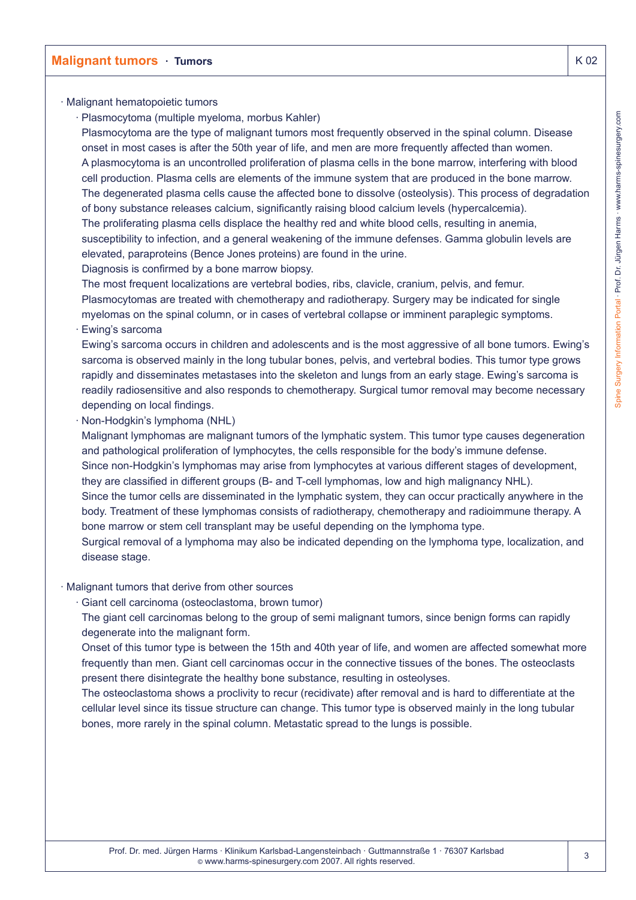- Malignant hematopoietic tumors
  - Plasmocytoma (multiple myeloma, morbus Kahler)

    Plasmocytoma are the type of malignant tumors most frequently observed in the spinal column. Disease onset in most cases is after the 50th year of life, and men are more frequently affected than women. A plasmocytoma is an uncontrolled proliferation of plasma cells in the bone marrow, interfering with blood cell production. Plasma cells are elements of the immune system that are produced in the bone marrow. The degenerated plasma cells cause the affected bone to dissolve (osteolysis). This process of degradation of bony substance releases calcium, significantly raising blood calcium levels (hypercalcemia). The proliferating plasma cells displace the healthy red and white blood cells, resulting in anemia, susceptibility to infection, and a general weakening of the immune defenses. Gamma globulin levels are elevated, paraproteins (Bence Jones proteins) are found in the urine.

    Diagnosis is confirmed by a bone marrow biopsy.

    The most frequent localizations are vertebral bodies, ribs, clavicle, cranium, pelvis, and femur. Plasmocytomas are treated with chemotherapy and radiotherapy. Surgery may be indicated for single myelomas on the spinal column, or in cases of vertebral collapse or imminent paraplegic symptoms.
  - Ewing's sarcoma

    Ewing's sarcoma occurs in children and adolescents and is the most aggressive of all bone tumors. Ewing's sarcoma is observed mainly in the long tubular bones, pelvis, and vertebral bodies. This tumor type grows rapidly and disseminates metastases into the skeleton and lungs from an early stage. Ewing's sarcoma is readily radiosensitive and also responds to chemotherapy. Surgical tumor removal may become necessary depending on local findings.
  - Non-Hodgkin's lymphoma (NHL)

    Malignant lymphomas are malignant tumors of the lymphatic system. This tumor type causes degeneration and pathological proliferation of lymphocytes, the cells responsible for the body's immune defense. Since non-Hodgkin's lymphomas may arise from lymphocytes at various different stages of development, they are classified in different groups (B- and T-cell lymphomas, low and high malignancy NHL). Since the tumor cells are disseminated in the lymphatic system, they can occur practically anywhere in the body. Treatment of these lymphomas consists of radiotherapy, chemotherapy and radioimmune therapy. A bone marrow or stem cell transplant may be useful depending on the lymphoma type.

    Surgical removal of a lymphoma may also be indicated depending on the lymphoma type, localization, and disease stage.

- Malignant tumors that derive from other sources
  - Giant cell carcinoma (osteoclastoma, brown tumor)

    The giant cell carcinomas belong to the group of semi malignant tumors, since benign forms can rapidly degenerate into the malignant form.

    Onset of this tumor type is between the 15th and 40th year of life, and women are affected somewhat more frequently than men. Giant cell carcinomas occur in the connective tissues of the bones. The osteoclasts present there disintegrate the healthy bone substance, resulting in osteolyses.

    The osteoclastoma shows a proclivity to recur (recidivate) after removal and is hard to differentiate at the cellular level since its tissue structure can change. This tumor type is observed mainly in the long tubular bones, more rarely in the spinal column. Metastatic spread to the lungs is possible.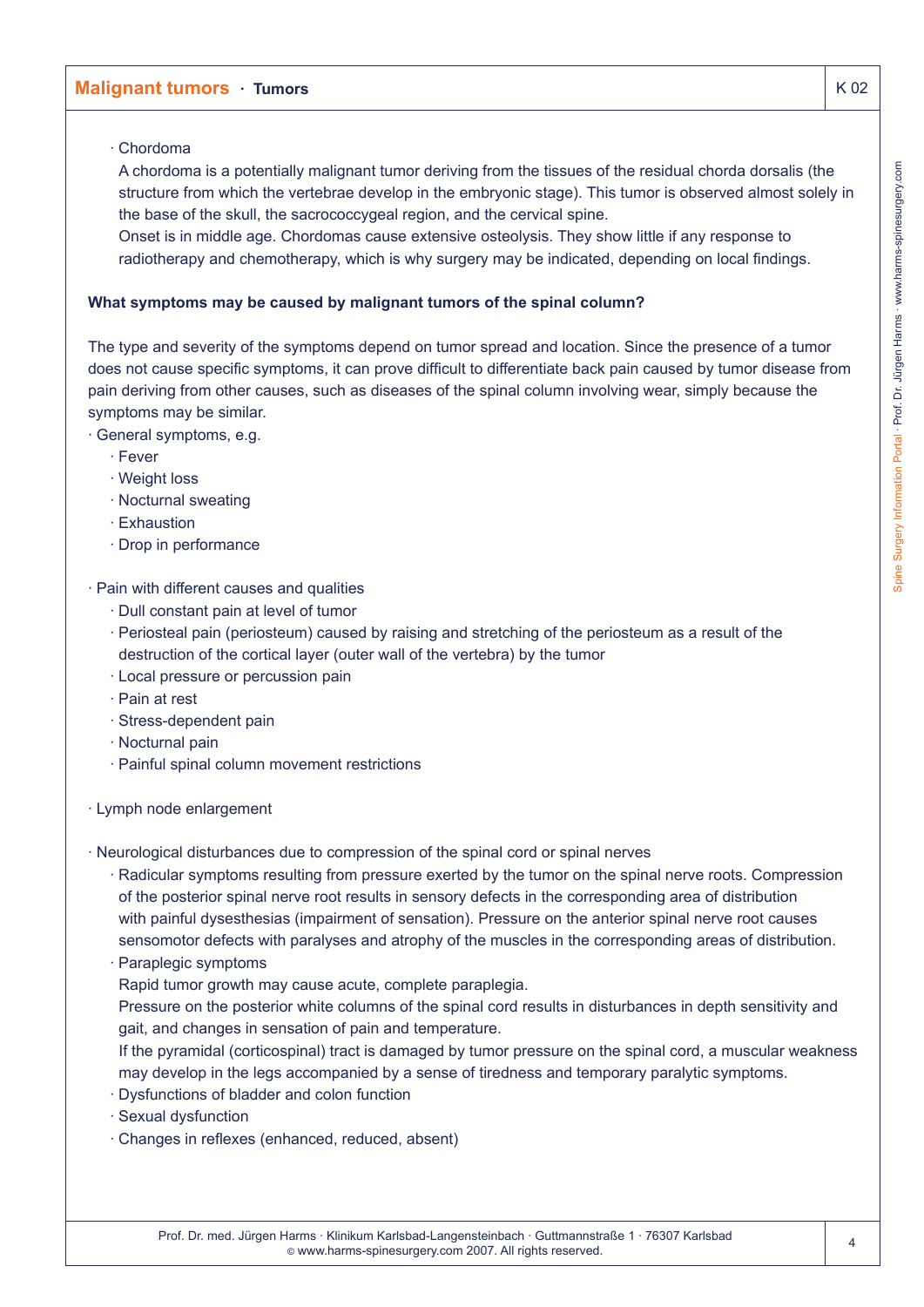- Chordoma

  A chordoma is a potentially malignant tumor deriving from the tissues of the residual chorda dorsalis (the structure from which the vertebrae develop in the embryonic stage). This tumor is observed almost solely in the base of the skull, the sacrococcygeal region, and the cervical spine.

  Onset is in middle age. Chordomas cause extensive osteolysis. They show little if any response to radiotherapy and chemotherapy, which is why surgery may be indicated, depending on local findings.

**What symptoms may be caused by malignant tumors of the spinal column?**

The type and severity of the symptoms depend on tumor spread and location. Since the presence of a tumor does not cause specific symptoms, it can prove difficult to differentiate back pain caused by tumor disease from pain deriving from other causes, such as diseases of the spinal column involving wear, simply because the symptoms may be similar.

- General symptoms, e.g.
  - Fever
  - Weight loss
  - Nocturnal sweating
  - Exhaustion
  - Drop in performance

- Pain with different causes and qualities
  - Dull constant pain at level of tumor
  - Periosteal pain (periosteum) caused by raising and stretching of the periosteum as a result of the destruction of the cortical layer (outer wall of the vertebra) by the tumor
  - Local pressure or percussion pain
  - Pain at rest
  - Stress-dependent pain
  - Nocturnal pain
  - Painful spinal column movement restrictions

- Lymph node enlargement

- Neurological disturbances due to compression of the spinal cord or spinal nerves
  - Radicular symptoms resulting from pressure exerted by the tumor on the spinal nerve roots. Compression of the posterior spinal nerve root results in sensory defects in the corresponding area of distribution with painful dysesthesias (impairment of sensation). Pressure on the anterior spinal nerve root causes sensomotor defects with paralyses and atrophy of the muscles in the corresponding areas of distribution.
  - Paraplegic symptoms

    Rapid tumor growth may cause acute, complete paraplegia.

    Pressure on the posterior white columns of the spinal cord results in disturbances in depth sensitivity and gait, and changes in sensation of pain and temperature.

    If the pyramidal (corticospinal) tract is damaged by tumor pressure on the spinal cord, a muscular weakness may develop in the legs accompanied by a sense of tiredness and temporary paralytic symptoms.
  - Dysfunctions of bladder and colon function
  - Sexual dysfunction
  - Changes in reflexes (enhanced, reduced, absent)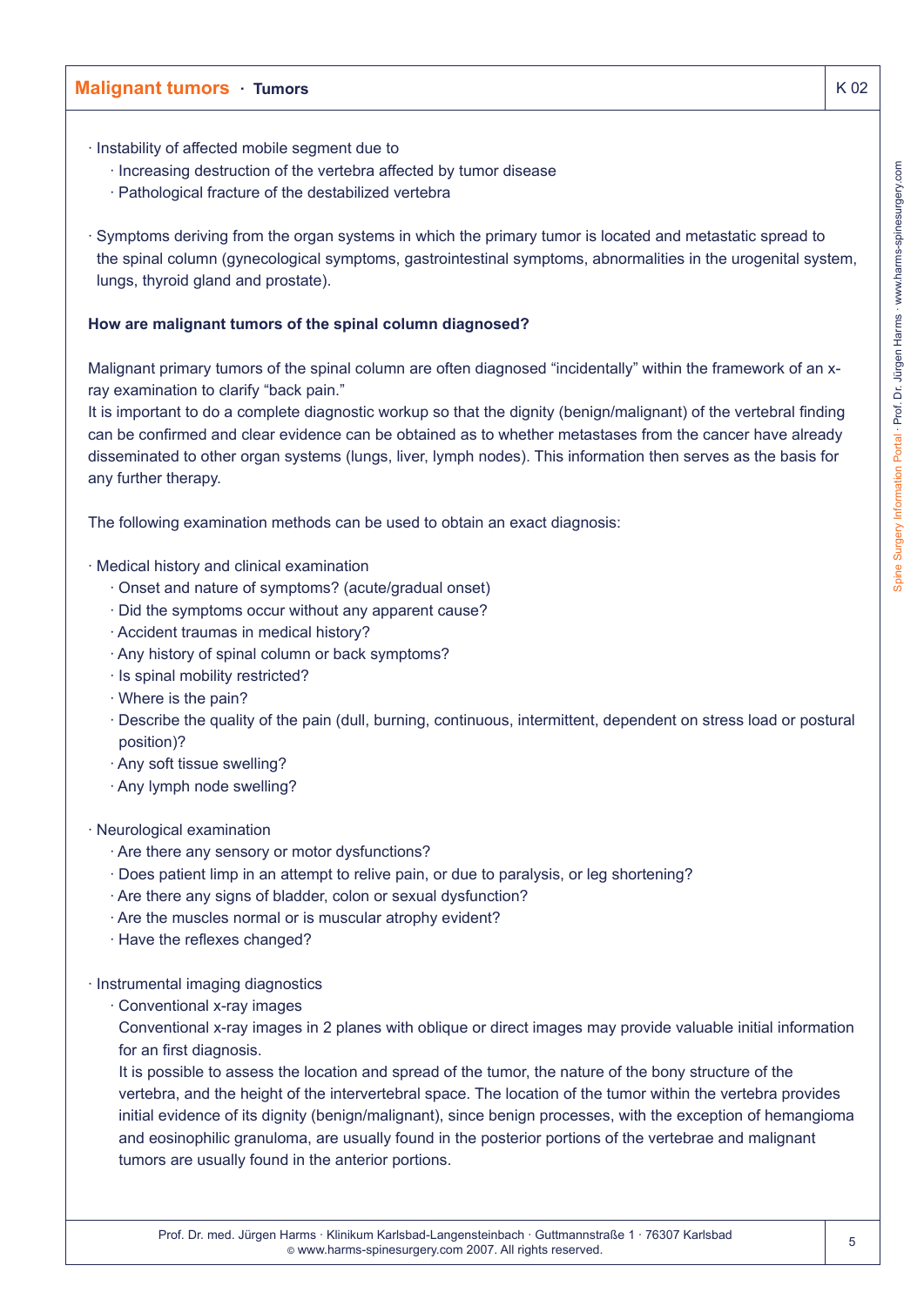- Instability of affected mobile segment due to
  - Increasing destruction of the vertebra affected by tumor disease
  - Pathological fracture of the destabilized vertebra

- Symptoms deriving from the organ systems in which the primary tumor is located and metastatic spread to the spinal column (gynecological symptoms, gastrointestinal symptoms, abnormalities in the urogenital system, lungs, thyroid gland and prostate).

**How are malignant tumors of the spinal column diagnosed?**

Malignant primary tumors of the spinal column are often diagnosed “incidentally” within the framework of an x-ray examination to clarify “back pain.”
It is important to do a complete diagnostic workup so that the dignity (benign/malignant) of the vertebral finding can be confirmed and clear evidence can be obtained as to whether metastases from the cancer have already disseminated to other organ systems (lungs, liver, lymph nodes). This information then serves as the basis for any further therapy.

The following examination methods can be used to obtain an exact diagnosis:

- Medical history and clinical examination
  - Onset and nature of symptoms? (acute/gradual onset)
  - Did the symptoms occur without any apparent cause?
  - Accident traumas in medical history?
  - Any history of spinal column or back symptoms?
  - Is spinal mobility restricted?
  - Where is the pain?
  - Describe the quality of the pain (dull, burning, continuous, intermittent, dependent on stress load or postural position)?
  - Any soft tissue swelling?
  - Any lymph node swelling?

- Neurological examination
  - Are there any sensory or motor dysfunctions?
  - Does patient limp in an attempt to relive pain, or due to paralysis, or leg shortening?
  - Are there any signs of bladder, colon or sexual dysfunction?
  - Are the muscles normal or is muscular atrophy evident?
  - Have the reflexes changed?

- Instrumental imaging diagnostics
  - Conventional x-ray images

    Conventional x-ray images in 2 planes with oblique or direct images may provide valuable initial information for an first diagnosis.
    It is possible to assess the location and spread of the tumor, the nature of the bony structure of the vertebra, and the height of the intervertebral space. The location of the tumor within the vertebra provides initial evidence of its dignity (benign/malignant), since benign processes, with the exception of hemangioma and eosinophilic granuloma, are usually found in the posterior portions of the vertebrae and malignant tumors are usually found in the anterior portions.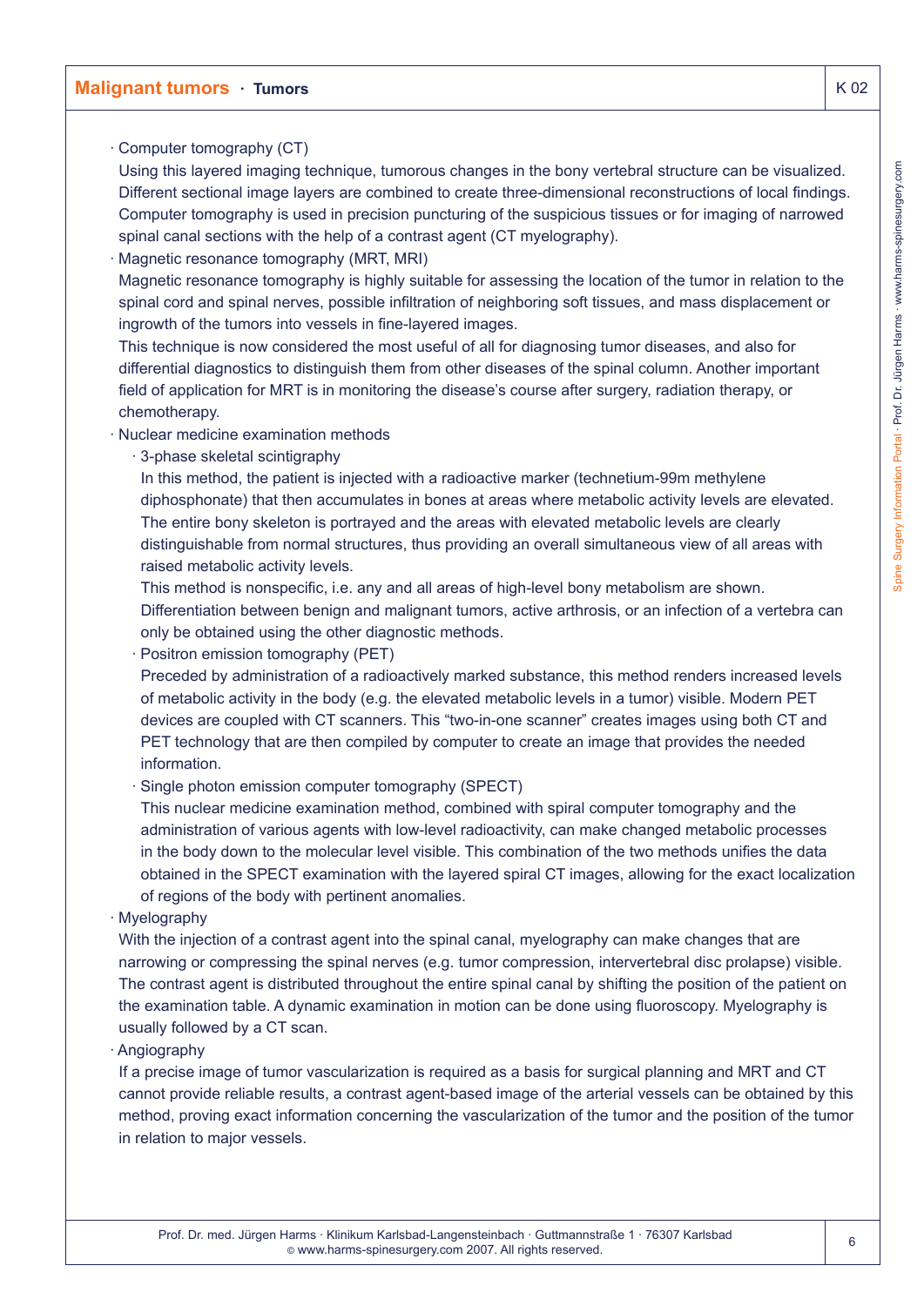- Computer tomography (CT)

  Using this layered imaging technique, tumorous changes in the bony vertebral structure can be visualized. Different sectional image layers are combined to create three-dimensional reconstructions of local findings. Computer tomography is used in precision puncturing of the suspicious tissues or for imaging of narrowed spinal canal sections with the help of a contrast agent (CT myelography).

- Magnetic resonance tomography (MRT, MRI)

  Magnetic resonance tomography is highly suitable for assessing the location of the tumor in relation to the spinal cord and spinal nerves, possible infiltration of neighboring soft tissues, and mass displacement or ingrowth of the tumors into vessels in fine-layered images.

  This technique is now considered the most useful of all for diagnosing tumor diseases, and also for differential diagnostics to distinguish them from other diseases of the spinal column. Another important field of application for MRT is in monitoring the disease's course after surgery, radiation therapy, or chemotherapy.

- Nuclear medicine examination methods
  - 3-phase skeletal scintigraphy

    In this method, the patient is injected with a radioactive marker (technetium-99m methylene diphosphonate) that then accumulates in bones at areas where metabolic activity levels are elevated. The entire bony skeleton is portrayed and the areas with elevated metabolic levels are clearly distinguishable from normal structures, thus providing an overall simultaneous view of all areas with raised metabolic activity levels.

    This method is nonspecific, i.e. any and all areas of high-level bony metabolism are shown. Differentiation between benign and malignant tumors, active arthrosis, or an infection of a vertebra can only be obtained using the other diagnostic methods.

  - Positron emission tomography (PET)

    Preceded by administration of a radioactively marked substance, this method renders increased levels of metabolic activity in the body (e.g. the elevated metabolic levels in a tumor) visible. Modern PET devices are coupled with CT scanners. This "two-in-one scanner" creates images using both CT and PET technology that are then compiled by computer to create an image that provides the needed information.

  - Single photon emission computer tomography (SPECT)

    This nuclear medicine examination method, combined with spiral computer tomography and the administration of various agents with low-level radioactivity, can make changed metabolic processes in the body down to the molecular level visible. This combination of the two methods unifies the data obtained in the SPECT examination with the layered spiral CT images, allowing for the exact localization of regions of the body with pertinent anomalies.

- Myelography

  With the injection of a contrast agent into the spinal canal, myelography can make changes that are narrowing or compressing the spinal nerves (e.g. tumor compression, intervertebral disc prolapse) visible. The contrast agent is distributed throughout the entire spinal canal by shifting the position of the patient on the examination table. A dynamic examination in motion can be done using fluoroscopy. Myelography is usually followed by a CT scan.

- Angiography

  If a precise image of tumor vascularization is required as a basis for surgical planning and MRT and CT cannot provide reliable results, a contrast agent-based image of the arterial vessels can be obtained by this method, proving exact information concerning the vascularization of the tumor and the position of the tumor in relation to major vessels.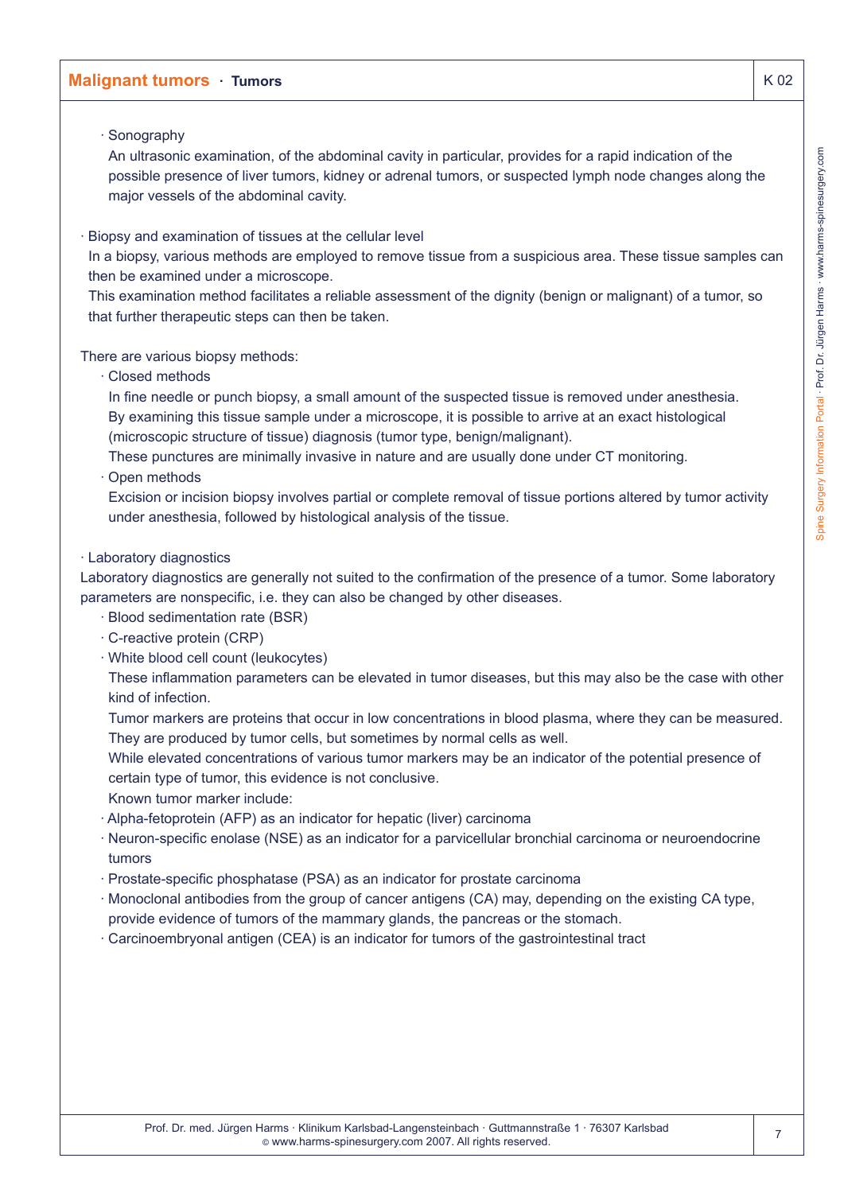- Sonography

  An ultrasonic examination, of the abdominal cavity in particular, provides for a rapid indication of the possible presence of liver tumors, kidney or adrenal tumors, or suspected lymph node changes along the major vessels of the abdominal cavity.

- Biopsy and examination of tissues at the cellular level

  In a biopsy, various methods are employed to remove tissue from a suspicious area. These tissue samples can then be examined under a microscope.

  This examination method facilitates a reliable assessment of the dignity (benign or malignant) of a tumor, so that further therapeutic steps can then be taken.

There are various biopsy methods:

- Closed methods

  In fine needle or punch biopsy, a small amount of the suspected tissue is removed under anesthesia. By examining this tissue sample under a microscope, it is possible to arrive at an exact histological (microscopic structure of tissue) diagnosis (tumor type, benign/malignant).

  These punctures are minimally invasive in nature and are usually done under CT monitoring.

- Open methods

  Excision or incision biopsy involves partial or complete removal of tissue portions altered by tumor activity under anesthesia, followed by histological analysis of the tissue.

- Laboratory diagnostics

Laboratory diagnostics are generally not suited to the confirmation of the presence of a tumor. Some laboratory parameters are nonspecific, i.e. they can also be changed by other diseases.

- Blood sedimentation rate (BSR)
- C-reactive protein (CRP)
- White blood cell count (leukocytes)

  These inflammation parameters can be elevated in tumor diseases, but this may also be the case with other kind of infection.

  Tumor markers are proteins that occur in low concentrations in blood plasma, where they can be measured. They are produced by tumor cells, but sometimes by normal cells as well.

  While elevated concentrations of various tumor markers may be an indicator of the potential presence of certain type of tumor, this evidence is not conclusive.

  Known tumor marker include:

- Alpha-fetoprotein (AFP) as an indicator for hepatic (liver) carcinoma
- Neuron-specific enolase (NSE) as an indicator for a parvicellular bronchial carcinoma or neuroendocrine tumors
- Prostate-specific phosphatase (PSA) as an indicator for prostate carcinoma
- Monoclonal antibodies from the group of cancer antigens (CA) may, depending on the existing CA type, provide evidence of tumors of the mammary glands, the pancreas or the stomach.
- Carcinoembryonal antigen (CEA) is an indicator for tumors of the gastrointestinal tract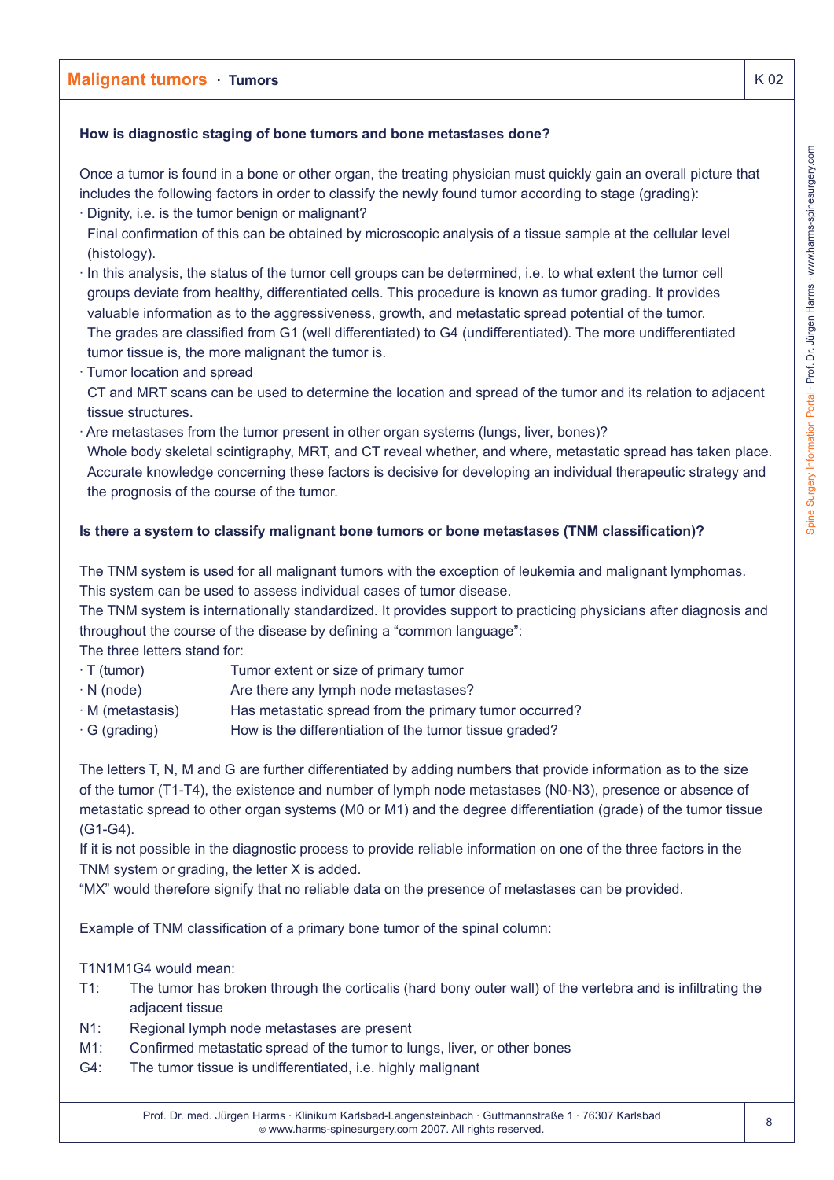**How is diagnostic staging of bone tumors and bone metastases done?**

Once a tumor is found in a bone or other organ, the treating physician must quickly gain an overall picture that includes the following factors in order to classify the newly found tumor according to stage (grading):

- Dignity, i.e. is the tumor benign or malignant?
  Final confirmation of this can be obtained by microscopic analysis of a tissue sample at the cellular level (histology).
- In this analysis, the status of the tumor cell groups can be determined, i.e. to what extent the tumor cell groups deviate from healthy, differentiated cells. This procedure is known as tumor grading. It provides valuable information as to the aggressiveness, growth, and metastatic spread potential of the tumor.
  The grades are classified from G1 (well differentiated) to G4 (undifferentiated). The more undifferentiated tumor tissue is, the more malignant the tumor is.
- Tumor location and spread
  CT and MRT scans can be used to determine the location and spread of the tumor and its relation to adjacent tissue structures.
- Are metastases from the tumor present in other organ systems (lungs, liver, bones)?
  Whole body skeletal scintigraphy, MRT, and CT reveal whether, and where, metastatic spread has taken place.
  Accurate knowledge concerning these factors is decisive for developing an individual therapeutic strategy and the prognosis of the course of the tumor.

**Is there a system to classify malignant bone tumors or bone metastases (TNM classification)?**

The TNM system is used for all malignant tumors with the exception of leukemia and malignant lymphomas. This system can be used to assess individual cases of tumor disease.
The TNM system is internationally standardized. It provides support to practicing physicians after diagnosis and throughout the course of the disease by defining a “common language”:
The three letters stand for:

- T (tumor) — Tumor extent or size of primary tumor
- N (node) — Are there any lymph node metastases?
- M (metastasis) — Has metastatic spread from the primary tumor occurred?
- G (grading) — How is the differentiation of the tumor tissue graded?

The letters T, N, M and G are further differentiated by adding numbers that provide information as to the size of the tumor (T1-T4), the existence and number of lymph node metastases (N0-N3), presence or absence of metastatic spread to other organ systems (M0 or M1) and the degree differentiation (grade) of the tumor tissue (G1-G4).
If it is not possible in the diagnostic process to provide reliable information on one of the three factors in the TNM system or grading, the letter X is added.
“MX” would therefore signify that no reliable data on the presence of metastases can be provided.

Example of TNM classification of a primary bone tumor of the spinal column:

T1N1M1G4 would mean:

- T1: The tumor has broken through the corticalis (hard bony outer wall) of the vertebra and is infiltrating the adjacent tissue
- N1: Regional lymph node metastases are present
- M1: Confirmed metastatic spread of the tumor to lungs, liver, or other bones
- G4: The tumor tissue is undifferentiated, i.e. highly malignant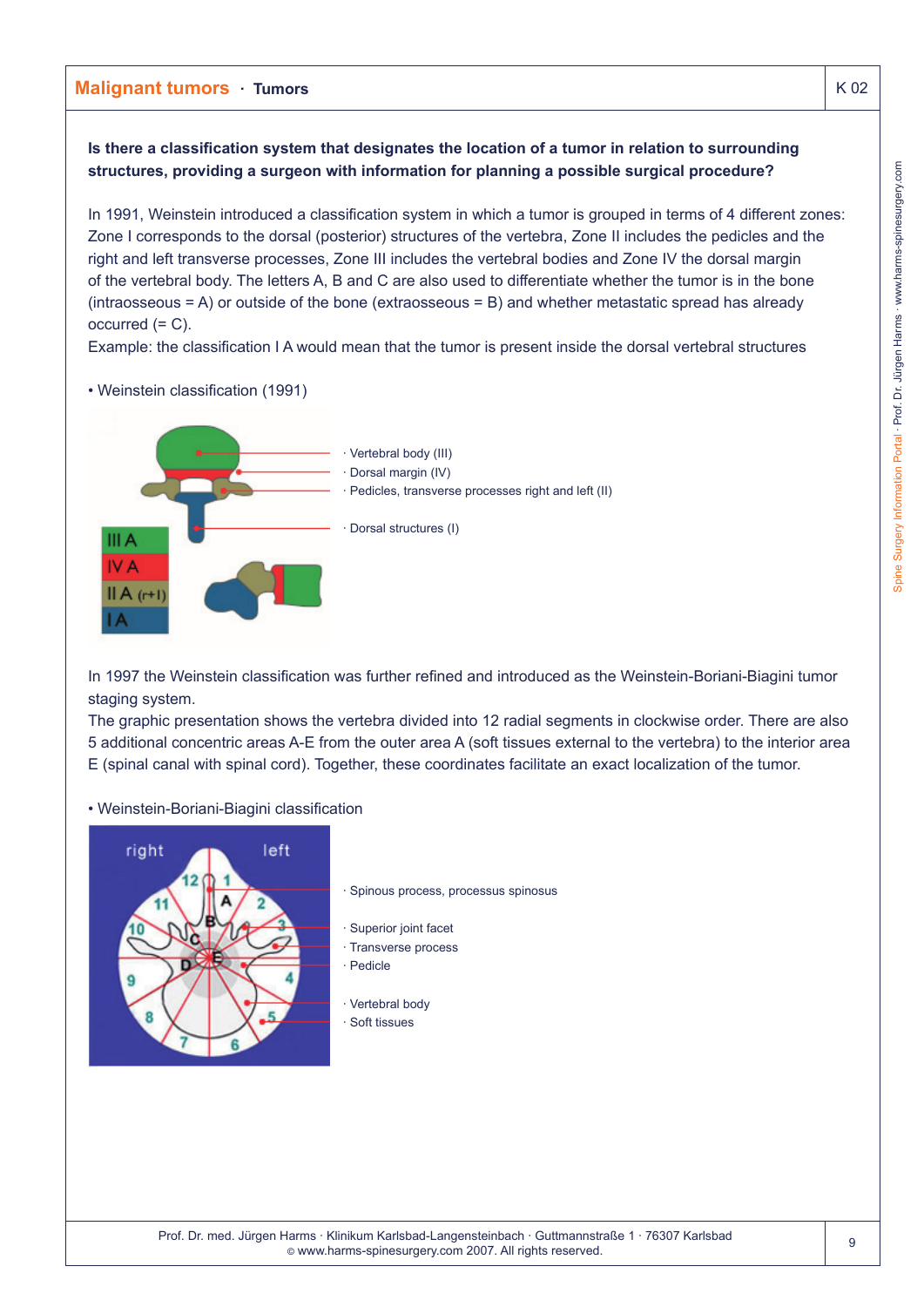## Malignant tumors · Tumors

K 02

**Is there a classification system that designates the location of a tumor in relation to surrounding structures, providing a surgeon with information for planning a possible surgical procedure?**

In 1991, Weinstein introduced a classification system in which a tumor is grouped in terms of 4 different zones: Zone I corresponds to the dorsal (posterior) structures of the vertebra, Zone II includes the pedicles and the right and left transverse processes, Zone III includes the vertebral bodies and Zone IV the dorsal margin of the vertebral body. The letters A, B and C are also used to differentiate whether the tumor is in the bone (intraosseous = A) or outside of the bone (extraosseous = B) and whether metastatic spread has already occurred (= C).
Example: the classification I A would mean that the tumor is present inside the dorsal vertebral structures

- Weinstein classification (1991)

III A
IV A
II A (r+l)
I A

· Vertebral body (III)
· Dorsal margin (IV)
· Pedicles, transverse processes right and left (II)
· Dorsal structures (I)

In 1997 the Weinstein classification was further refined and introduced as the Weinstein-Boriani-Biagini tumor staging system.
The graphic presentation shows the vertebra divided into 12 radial segments in clockwise order. There are also 5 additional concentric areas A-E from the outer area A (soft tissues external to the vertebra) to the interior area E (spinal canal with spinal cord). Together, these coordinates facilitate an exact localization of the tumor.

- Weinstein-Boriani-Biagini classification

right left

· Spinous process, processus spinosus
· Superior joint facet
· Transverse process
· Pedicle
· Vertebral body
· Soft tissues

Prof. Dr. med. Jürgen Harms · Klinikum Karlsbad-Langensteinbach · Guttmannstraße 1 · 76307 Karlsbad
© www.harms-spinesurgery.com 2007. All rights reserved.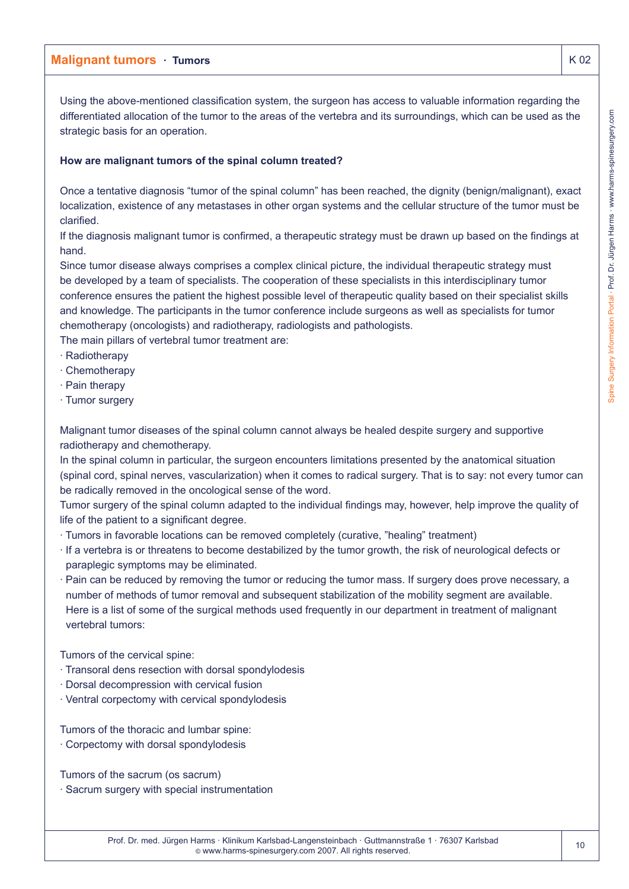Using the above-mentioned classification system, the surgeon has access to valuable information regarding the differentiated allocation of the tumor to the areas of the vertebra and its surroundings, which can be used as the strategic basis for an operation.

**How are malignant tumors of the spinal column treated?**

Once a tentative diagnosis "tumor of the spinal column" has been reached, the dignity (benign/malignant), exact localization, existence of any metastases in other organ systems and the cellular structure of the tumor must be clarified.

If the diagnosis malignant tumor is confirmed, a therapeutic strategy must be drawn up based on the findings at hand.

Since tumor disease always comprises a complex clinical picture, the individual therapeutic strategy must be developed by a team of specialists. The cooperation of these specialists in this interdisciplinary tumor conference ensures the patient the highest possible level of therapeutic quality based on their specialist skills and knowledge. The participants in the tumor conference include surgeons as well as specialists for tumor chemotherapy (oncologists) and radiotherapy, radiologists and pathologists.

The main pillars of vertebral tumor treatment are:

- Radiotherapy
- Chemotherapy
- Pain therapy
- Tumor surgery

Malignant tumor diseases of the spinal column cannot always be healed despite surgery and supportive radiotherapy and chemotherapy.

In the spinal column in particular, the surgeon encounters limitations presented by the anatomical situation (spinal cord, spinal nerves, vascularization) when it comes to radical surgery. That is to say: not every tumor can be radically removed in the oncological sense of the word.

Tumor surgery of the spinal column adapted to the individual findings may, however, help improve the quality of life of the patient to a significant degree.

- Tumors in favorable locations can be removed completely (curative, "healing" treatment)
- If a vertebra is or threatens to become destabilized by the tumor growth, the risk of neurological defects or paraplegic symptoms may be eliminated.
- Pain can be reduced by removing the tumor or reducing the tumor mass. If surgery does prove necessary, a number of methods of tumor removal and subsequent stabilization of the mobility segment are available. Here is a list of some of the surgical methods used frequently in our department in treatment of malignant vertebral tumors:

Tumors of the cervical spine:

- Transoral dens resection with dorsal spondylodesis
- Dorsal decompression with cervical fusion
- Ventral corpectomy with cervical spondylodesis

Tumors of the thoracic and lumbar spine:

- Corpectomy with dorsal spondylodesis

Tumors of the sacrum (os sacrum)

- Sacrum surgery with special instrumentation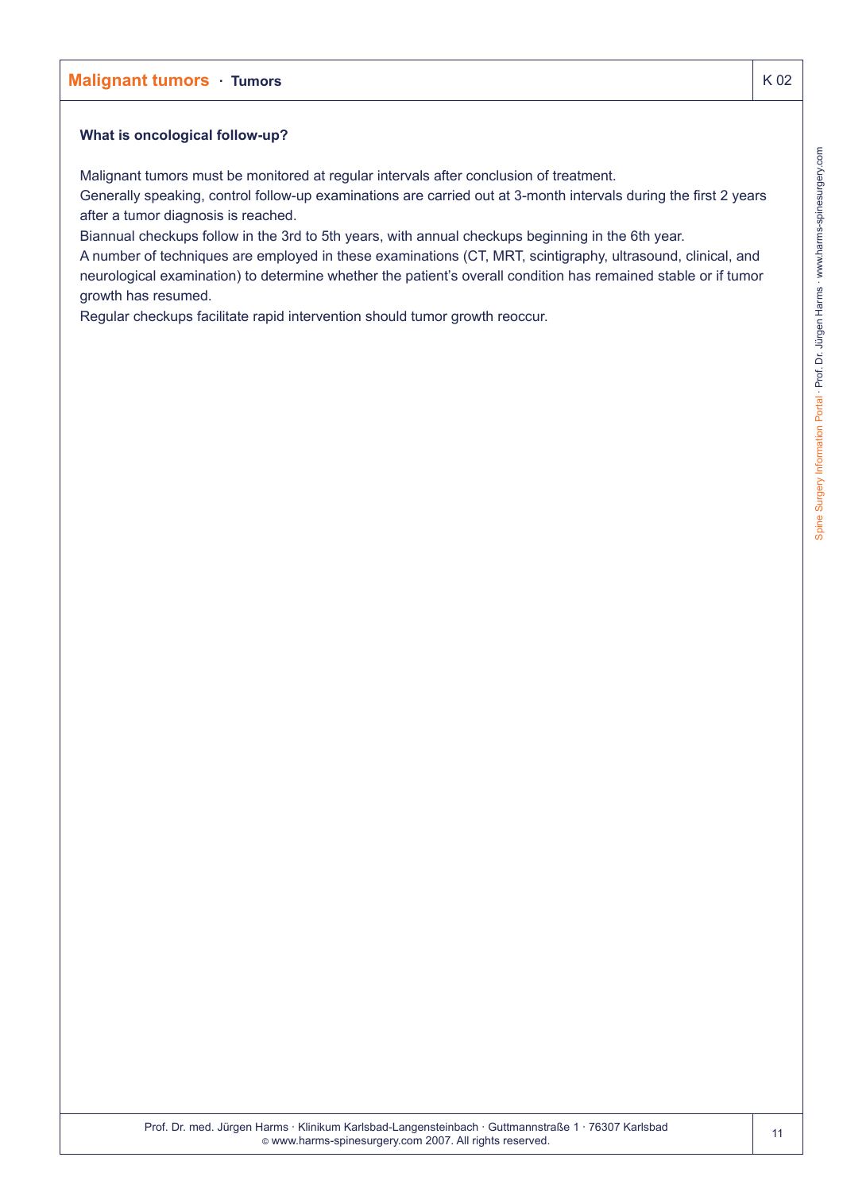### What is oncological follow-up?

Malignant tumors must be monitored at regular intervals after conclusion of treatment.
Generally speaking, control follow-up examinations are carried out at 3-month intervals during the first 2 years after a tumor diagnosis is reached.
Biannual checkups follow in the 3rd to 5th years, with annual checkups beginning in the 6th year.
A number of techniques are employed in these examinations (CT, MRT, scintigraphy, ultrasound, clinical, and neurological examination) to determine whether the patient's overall condition has remained stable or if tumor growth has resumed.
Regular checkups facilitate rapid intervention should tumor growth reoccur.